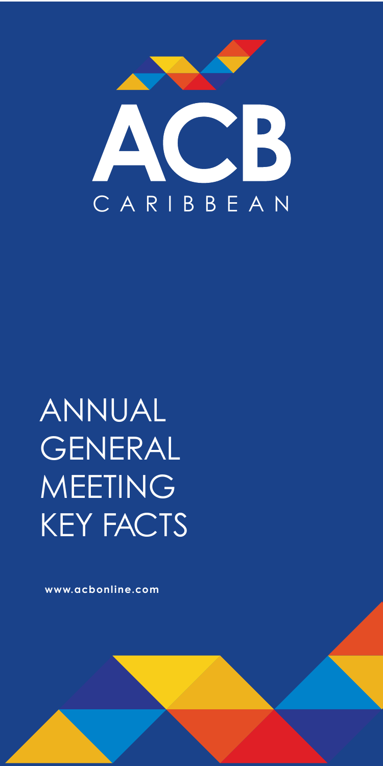ACB

CARIBBEAN

# ANNUAL GENERAL MEETING KEY FACTS

**www.acbonline.com**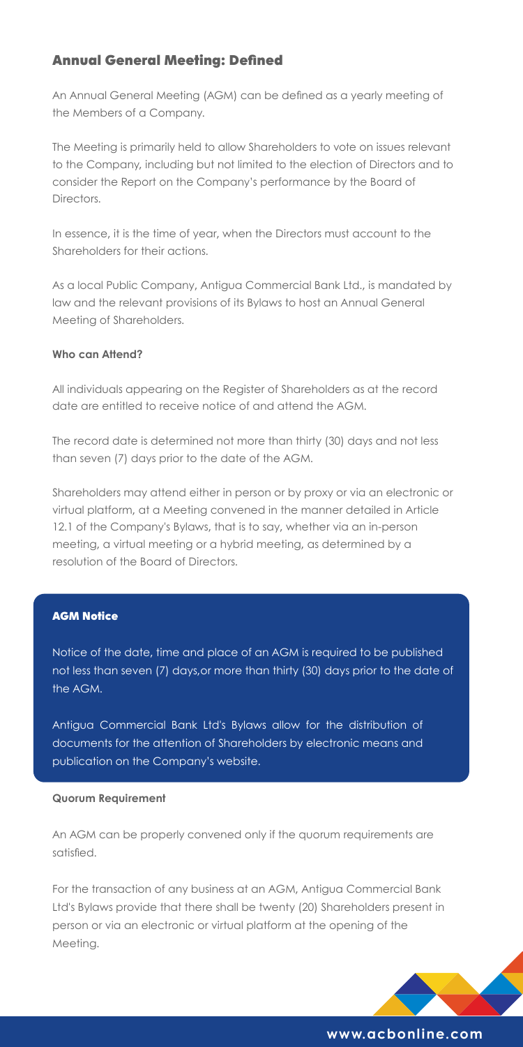## Annual General Meeting: Defined

An Annual General Meeting (AGM) can be defined as a yearly meeting of the Members of a Company.

The Meeting is primarily held to allow Shareholders to vote on issues relevant to the Company, including but not limited to the election of Directors and to consider the Report on the Company's performance by the Board of Directors.

In essence, it is the time of year, when the Directors must account to the Shareholders for their actions.

As a local Public Company, Antigua Commercial Bank Ltd., is mandated by law and the relevant provisions of its Bylaws to host an Annual General Meeting of Shareholders.

**Who can Attend?**

All individuals appearing on the Register of Shareholders as at the record date are entitled to receive notice of and attend the AGM.

The record date is determined not more than thirty (30) days and not less than seven (7) days prior to the date of the AGM.

Shareholders may attend either in person or by proxy or via an electronic or virtual platform, at a Meeting convened in the manner detailed in Article 12.1 of the Company's Bylaws, that is to say, whether via an in-person meeting, a virtual meeting or a hybrid meeting, as determined by a resolution of the Board of Directors.

### AGM Notice

Notice of the date, time and place of an AGM is required to be published not less than seven (7) days,or more than thirty (30) days prior to the date of the AGM.

Antigua Commercial Bank Ltd's Bylaws allow for the distribution of documents for the attention of Shareholders by electronic means and publication on the Company's website.

**Quorum Requirement**

An AGM can be properly convened only if the quorum requirements are satisfied.

For the transaction of any business at an AGM, Antigua Commercial Bank Ltd's Bylaws provide that there shall be twenty (20) Shareholders present in person or via an electronic or virtual platform at the opening of the Meeting.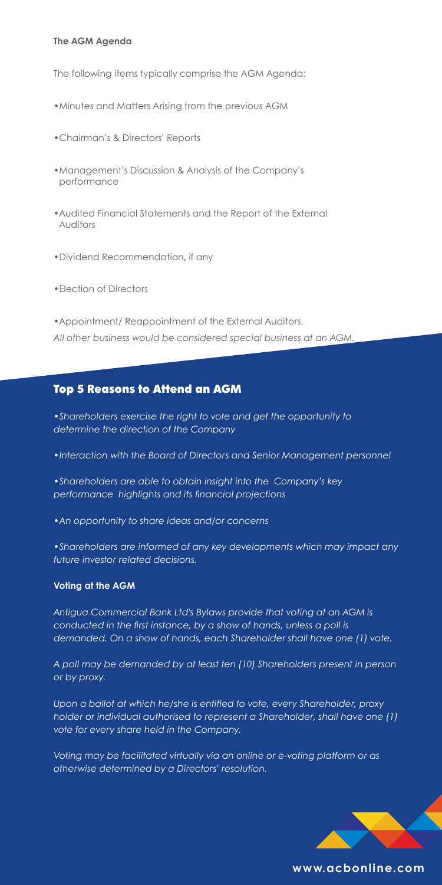### The AGM Agenda

The following items typically comprise the AGM Agenda:

- Minutes and Matters Arising from the previous AGM
- Chairman's & Directors' Reports
- Management's Discussion & Analysis of the Company's performance
- Audited Financial Statements and the Report of the External Auditors
- Dividend Recommendation, if any
- Election of Directors
- Appointment/ Reappointment of the External Auditors.

*All other business would be considered special business at an AGM.*

## Top 5 Reasons to Attend an AGM

- *Shareholders exercise the right to vote and get the opportunity to determine the direction of the Company*
- *Interaction with the Board of Directors and Senior Management personnel*
- *Shareholders are able to obtain insight into the Company's key performance highlights and its financial projections*
- *An opportunity to share ideas and/or concerns*
- *Shareholders are informed of any key developments which may impact any future investor related decisions.*

### Voting at the AGM

*Antigua Commercial Bank Ltd's Bylaws provide that voting at an AGM is conducted in the first instance, by a show of hands, unless a poll is demanded. On a show of hands, each Shareholder shall have one (1) vote.*

*A poll may be demanded by at least ten (10) Shareholders present in person or by proxy.*

*Upon a ballot at which he/she is entitled to vote, every Shareholder, proxy holder or individual authorised to represent a Shareholder, shall have one (1) vote for every share held in the Company.*

*Voting may be facilitated virtually via an online or e-voting platform or as otherwise determined by a Directors' resolution.*

**www.acbonline.com**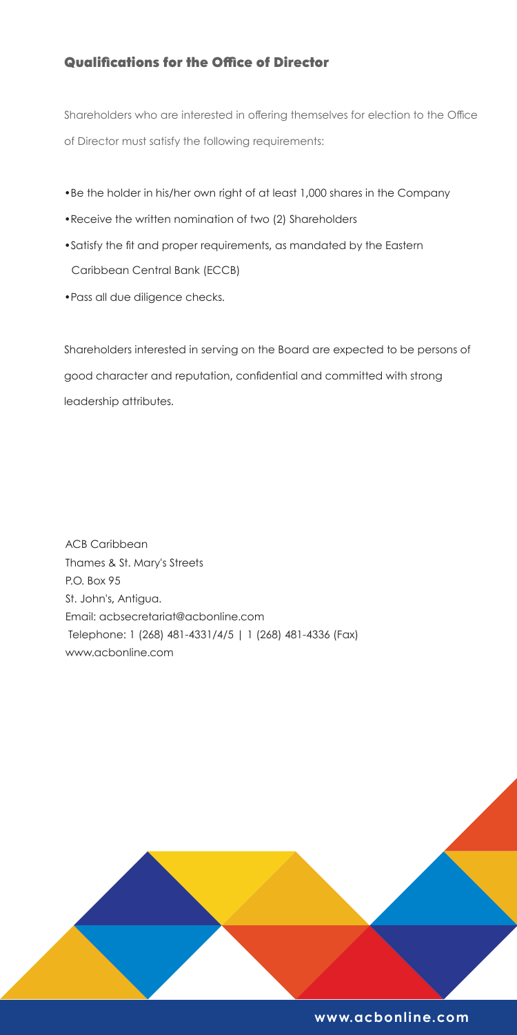## Qualifications for the Office of Director

Shareholders who are interested in offering themselves for election to the Office of Director must satisfy the following requirements:

- Be the holder in his/her own right of at least 1,000 shares in the Company
- Receive the written nomination of two (2) Shareholders
- Satisfy the fit and proper requirements, as mandated by the Eastern Caribbean Central Bank (ECCB)
- Pass all due diligence checks.

Shareholders interested in serving on the Board are expected to be persons of good character and reputation, confidential and committed with strong leadership attributes.

ACB Caribbean
Thames & St. Mary's Streets
P.O. Box 95
St. John's, Antigua.
Email: acbsecretariat@acbonline.com
Telephone: 1 (268) 481-4331/4/5 | 1 (268) 481-4336 (Fax)
www.acbonline.com

www.acbonline.com